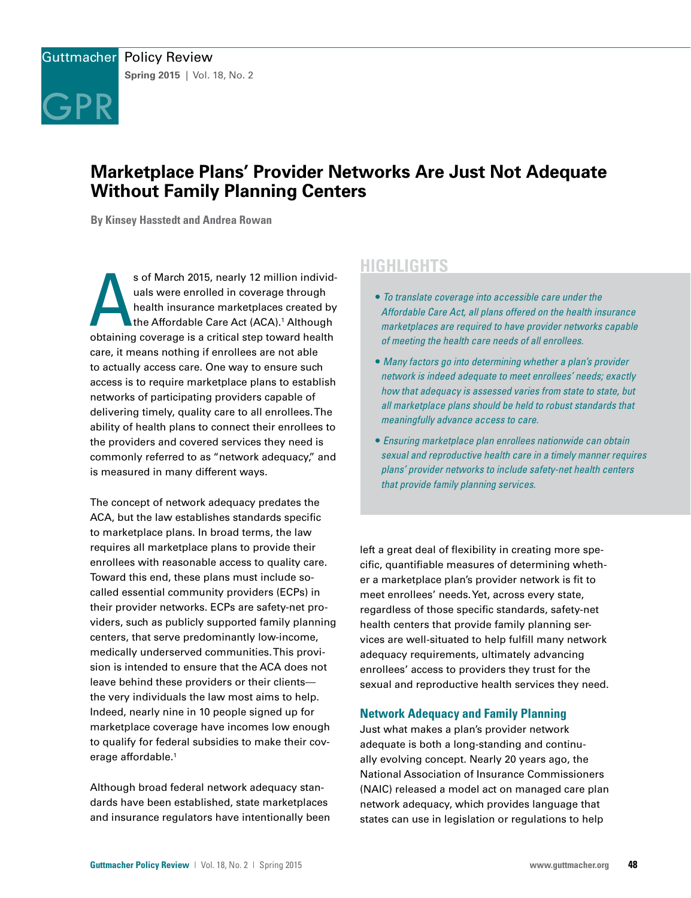# Marketplace Plans' Provider Networks Are Just Not Adequate Without Family Planning Centers

**By Kinsey Hasstedt and Andrea Rowan**

## HIGHLIGHTS

- *To translate coverage into accessible care under the Affordable Care Act, all plans offered on the health insurance marketplaces are required to have provider networks capable of meeting the health care needs of all enrollees.*
- *Many factors go into determining whether a plan's provider network is indeed adequate to meet enrollees' needs; exactly how that adequacy is assessed varies from state to state, but all marketplace plans should be held to robust standards that meaningfully advance access to care.*
- *Ensuring marketplace plan enrollees nationwide can obtain sexual and reproductive health care in a timely manner requires plans' provider networks to include safety-net health centers that provide family planning services.*

As of March 2015, nearly 12 million individuals were enrolled in coverage through health insurance marketplaces created by the Affordable Care Act (ACA).[1] Although obtaining coverage is a critical step toward health care, it means nothing if enrollees are not able to actually access care. One way to ensure such access is to require marketplace plans to establish networks of participating providers capable of delivering timely, quality care to all enrollees. The ability of health plans to connect their enrollees to the providers and covered services they need is commonly referred to as "network adequacy," and is measured in many different ways.

The concept of network adequacy predates the ACA, but the law establishes standards specific to marketplace plans. In broad terms, the law requires all marketplace plans to provide their enrollees with reasonable access to quality care. Toward this end, these plans must include so-called essential community providers (ECPs) in their provider networks. ECPs are safety-net providers, such as publicly supported family planning centers, that serve predominantly low-income, medically underserved communities. This provision is intended to ensure that the ACA does not leave behind these providers or their clients—the very individuals the law most aims to help. Indeed, nearly nine in 10 people signed up for marketplace coverage have incomes low enough to qualify for federal subsidies to make their coverage affordable.[1]

Although broad federal network adequacy standards have been established, state marketplaces and insurance regulators have intentionally been left a great deal of flexibility in creating more specific, quantifiable measures of determining whether a marketplace plan's provider network is fit to meet enrollees' needs. Yet, across every state, regardless of those specific standards, safety-net health centers that provide family planning services are well-situated to help fulfill many network adequacy requirements, ultimately advancing enrollees' access to providers they trust for the sexual and reproductive health services they need.

## Network Adequacy and Family Planning

Just what makes a plan's provider network adequate is both a long-standing and continually evolving concept. Nearly 20 years ago, the National Association of Insurance Commissioners (NAIC) released a model act on managed care plan network adequacy, which provides language that states can use in legislation or regulations to help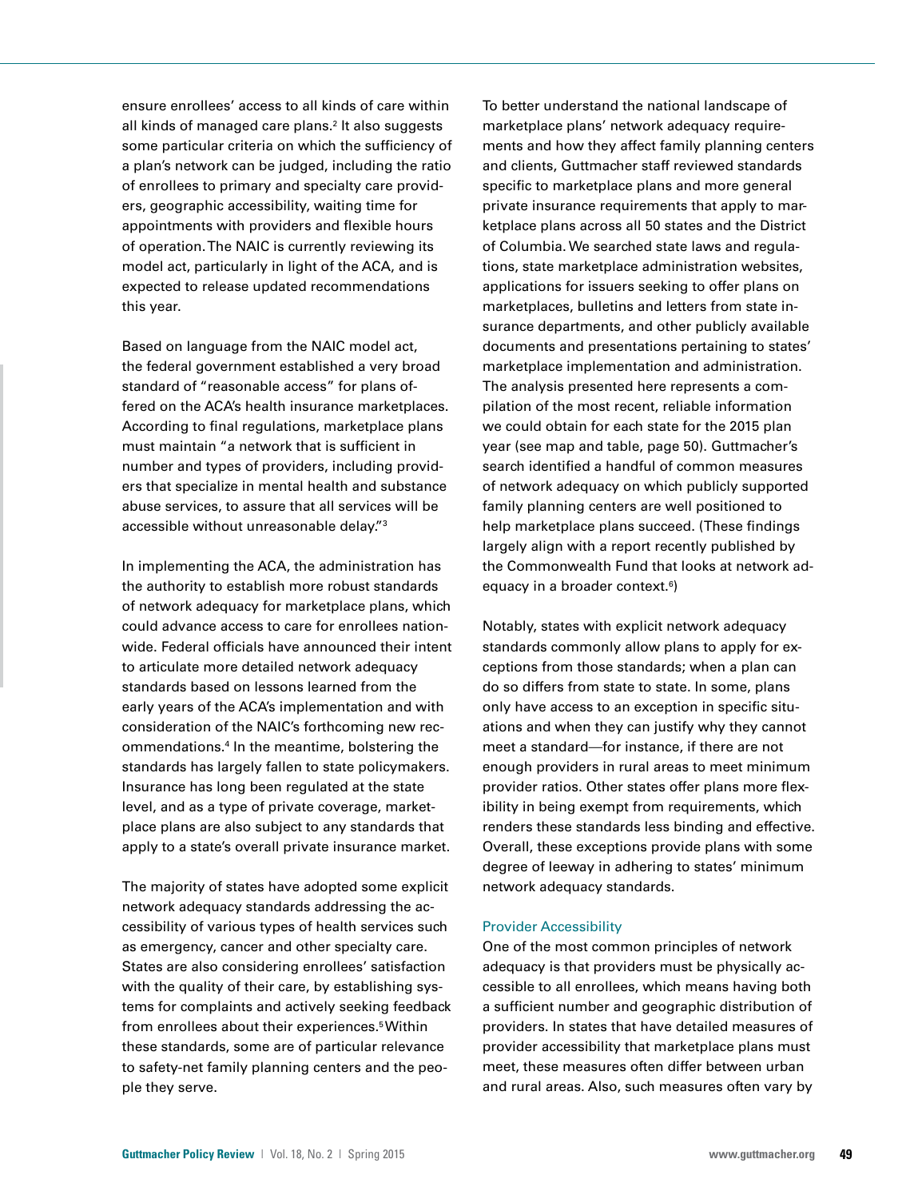ensure enrollees' access to all kinds of care within all kinds of managed care plans.[2] It also suggests some particular criteria on which the sufficiency of a plan's network can be judged, including the ratio of enrollees to primary and specialty care providers, geographic accessibility, waiting time for appointments with providers and flexible hours of operation. The NAIC is currently reviewing its model act, particularly in light of the ACA, and is expected to release updated recommendations this year.

Based on language from the NAIC model act, the federal government established a very broad standard of "reasonable access" for plans offered on the ACA's health insurance marketplaces. According to final regulations, marketplace plans must maintain "a network that is sufficient in number and types of providers, including providers that specialize in mental health and substance abuse services, to assure that all services will be accessible without unreasonable delay."[3]

In implementing the ACA, the administration has the authority to establish more robust standards of network adequacy for marketplace plans, which could advance access to care for enrollees nationwide. Federal officials have announced their intent to articulate more detailed network adequacy standards based on lessons learned from the early years of the ACA's implementation and with consideration of the NAIC's forthcoming new recommendations.[4] In the meantime, bolstering the standards has largely fallen to state policymakers. Insurance has long been regulated at the state level, and as a type of private coverage, marketplace plans are also subject to any standards that apply to a state's overall private insurance market.

The majority of states have adopted some explicit network adequacy standards addressing the accessibility of various types of health services such as emergency, cancer and other specialty care. States are also considering enrollees' satisfaction with the quality of their care, by establishing systems for complaints and actively seeking feedback from enrollees about their experiences.[5] Within these standards, some are of particular relevance to safety-net family planning centers and the people they serve.

To better understand the national landscape of marketplace plans' network adequacy requirements and how they affect family planning centers and clients, Guttmacher staff reviewed standards specific to marketplace plans and more general private insurance requirements that apply to marketplace plans across all 50 states and the District of Columbia. We searched state laws and regulations, state marketplace administration websites, applications for issuers seeking to offer plans on marketplaces, bulletins and letters from state insurance departments, and other publicly available documents and presentations pertaining to states' marketplace implementation and administration. The analysis presented here represents a compilation of the most recent, reliable information we could obtain for each state for the 2015 plan year (see map and table, page 50). Guttmacher's search identified a handful of common measures of network adequacy on which publicly supported family planning centers are well positioned to help marketplace plans succeed. (These findings largely align with a report recently published by the Commonwealth Fund that looks at network adequacy in a broader context.[6])

Notably, states with explicit network adequacy standards commonly allow plans to apply for exceptions from those standards; when a plan can do so differs from state to state. In some, plans only have access to an exception in specific situations and when they can justify why they cannot meet a standard—for instance, if there are not enough providers in rural areas to meet minimum provider ratios. Other states offer plans more flexibility in being exempt from requirements, which renders these standards less binding and effective. Overall, these exceptions provide plans with some degree of leeway in adhering to states' minimum network adequacy standards.

### Provider Accessibility

One of the most common principles of network adequacy is that providers must be physically accessible to all enrollees, which means having both a sufficient number and geographic distribution of providers. In states that have detailed measures of provider accessibility that marketplace plans must meet, these measures often differ between urban and rural areas. Also, such measures often vary by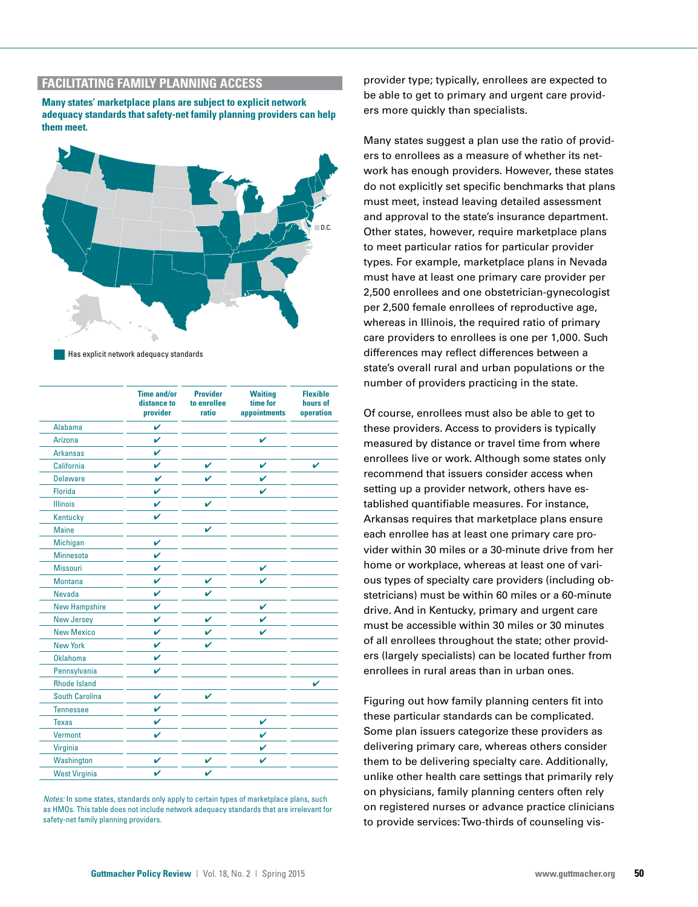## FACILITATING FAMILY PLANNING ACCESS

**Many states' marketplace plans are subject to explicit network adequacy standards that safety-net family planning providers can help them meet.**

Has explicit network adequacy standards

D.C.

| | Time and/or distance to provider | Provider to enrollee ratio | Waiting time for appointments | Flexible hours of operation |
|---|---|---|---|---|
| Alabama | ✔ | | | |
| Arizona | ✔ | | ✔ | |
| Arkansas | ✔ | | | |
| California | ✔ | ✔ | ✔ | ✔ |
| Delaware | ✔ | ✔ | ✔ | |
| Florida | ✔ | | ✔ | |
| Illinois | ✔ | ✔ | | |
| Kentucky | ✔ | | | |
| Maine | | ✔ | | |
| Michigan | ✔ | | | |
| Minnesota | ✔ | | | |
| Missouri | ✔ | | ✔ | |
| Montana | ✔ | ✔ | ✔ | |
| Nevada | ✔ | ✔ | | |
| New Hampshire | ✔ | | ✔ | |
| New Jersey | ✔ | ✔ | ✔ | |
| New Mexico | ✔ | ✔ | ✔ | |
| New York | ✔ | ✔ | | |
| Oklahoma | ✔ | | | |
| Pennsylvania | ✔ | | | |
| Rhode Island | | | | ✔ |
| South Carolina | ✔ | ✔ | | |
| Tennessee | ✔ | | | |
| Texas | ✔ | | ✔ | |
| Vermont | ✔ | | ✔ | |
| Virginia | | | ✔ | |
| Washington | ✔ | ✔ | ✔ | |
| West Virginia | ✔ | ✔ | | |

*Notes:* In some states, standards only apply to certain types of marketplace plans, such as HMOs. This table does not include network adequacy standards that are irrelevant for safety-net family planning providers.

provider type; typically, enrollees are expected to be able to get to primary and urgent care providers more quickly than specialists.

Many states suggest a plan use the ratio of providers to enrollees as a measure of whether its network has enough providers. However, these states do not explicitly set specific benchmarks that plans must meet, instead leaving detailed assessment and approval to the state's insurance department. Other states, however, require marketplace plans to meet particular ratios for particular provider types. For example, marketplace plans in Nevada must have at least one primary care provider per 2,500 enrollees and one obstetrician-gynecologist per 2,500 female enrollees of reproductive age, whereas in Illinois, the required ratio of primary care providers to enrollees is one per 1,000. Such differences may reflect differences between a state's overall rural and urban populations or the number of providers practicing in the state.

Of course, enrollees must also be able to get to these providers. Access to providers is typically measured by distance or travel time from where enrollees live or work. Although some states only recommend that issuers consider access when setting up a provider network, others have established quantifiable measures. For instance, Arkansas requires that marketplace plans ensure each enrollee has at least one primary care provider within 30 miles or a 30-minute drive from her home or workplace, whereas at least one of various types of specialty care providers (including obstetricians) must be within 60 miles or a 60-minute drive. And in Kentucky, primary and urgent care must be accessible within 30 miles or 30 minutes of all enrollees throughout the state; other providers (largely specialists) can be located further from enrollees in rural areas than in urban ones.

Figuring out how family planning centers fit into these particular standards can be complicated. Some plan issuers categorize these providers as delivering primary care, whereas others consider them to be delivering specialty care. Additionally, unlike other health care settings that primarily rely on physicians, family planning centers often rely on registered nurses or advance practice clinicians to provide services: Two-thirds of counseling vis-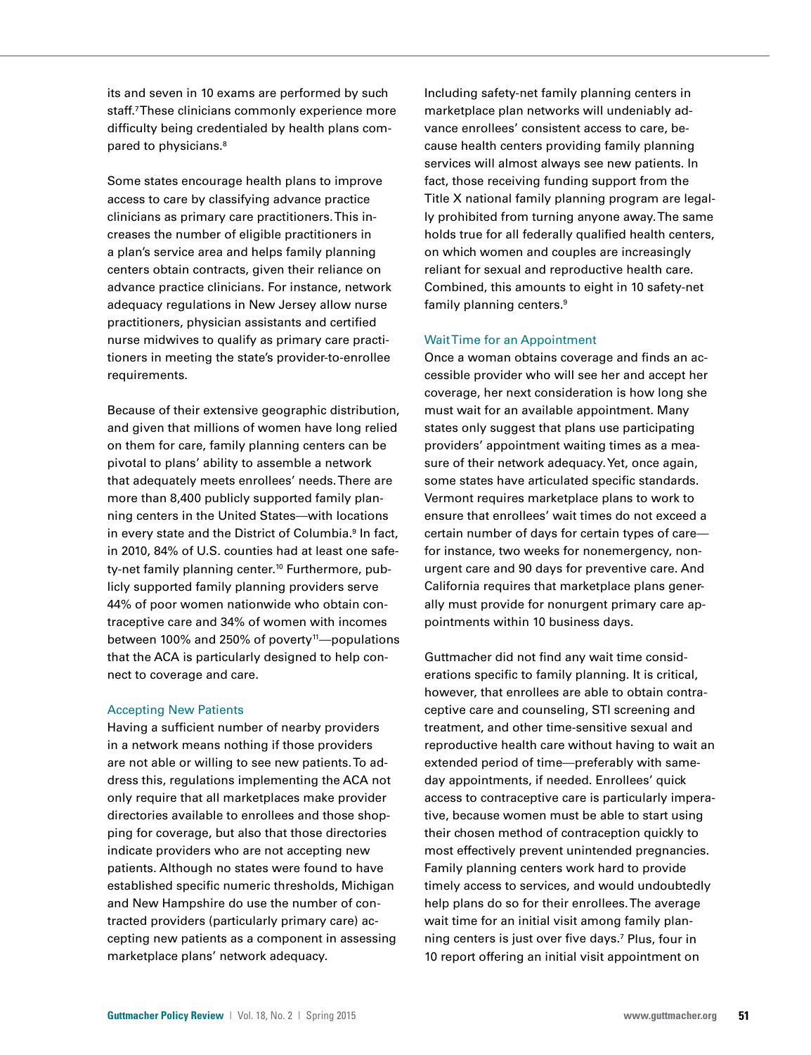its and seven in 10 exams are performed by such staff.[7] These clinicians commonly experience more difficulty being credentialed by health plans compared to physicians.[8]

Some states encourage health plans to improve access to care by classifying advance practice clinicians as primary care practitioners. This increases the number of eligible practitioners in a plan's service area and helps family planning centers obtain contracts, given their reliance on advance practice clinicians. For instance, network adequacy regulations in New Jersey allow nurse practitioners, physician assistants and certified nurse midwives to qualify as primary care practitioners in meeting the state's provider-to-enrollee requirements.

Because of their extensive geographic distribution, and given that millions of women have long relied on them for care, family planning centers can be pivotal to plans' ability to assemble a network that adequately meets enrollees' needs. There are more than 8,400 publicly supported family planning centers in the United States—with locations in every state and the District of Columbia.[9] In fact, in 2010, 84% of U.S. counties had at least one safety-net family planning center.[10] Furthermore, publicly supported family planning providers serve 44% of poor women nationwide who obtain contraceptive care and 34% of women with incomes between 100% and 250% of poverty[11]—populations that the ACA is particularly designed to help connect to coverage and care.

### Accepting New Patients

Having a sufficient number of nearby providers in a network means nothing if those providers are not able or willing to see new patients. To address this, regulations implementing the ACA not only require that all marketplaces make provider directories available to enrollees and those shopping for coverage, but also that those directories indicate providers who are not accepting new patients. Although no states were found to have established specific numeric thresholds, Michigan and New Hampshire do use the number of contracted providers (particularly primary care) accepting new patients as a component in assessing marketplace plans' network adequacy.

Including safety-net family planning centers in marketplace plan networks will undeniably advance enrollees' consistent access to care, because health centers providing family planning services will almost always see new patients. In fact, those receiving funding support from the Title X national family planning program are legally prohibited from turning anyone away. The same holds true for all federally qualified health centers, on which women and couples are increasingly reliant for sexual and reproductive health care. Combined, this amounts to eight in 10 safety-net family planning centers.[9]

### Wait Time for an Appointment

Once a woman obtains coverage and finds an accessible provider who will see her and accept her coverage, her next consideration is how long she must wait for an available appointment. Many states only suggest that plans use participating providers' appointment waiting times as a measure of their network adequacy. Yet, once again, some states have articulated specific standards. Vermont requires marketplace plans to work to ensure that enrollees' wait times do not exceed a certain number of days for certain types of care—for instance, two weeks for nonemergency, nonurgent care and 90 days for preventive care. And California requires that marketplace plans generally must provide for nonurgent primary care appointments within 10 business days.

Guttmacher did not find any wait time considerations specific to family planning. It is critical, however, that enrollees are able to obtain contraceptive care and counseling, STI screening and treatment, and other time-sensitive sexual and reproductive health care without having to wait an extended period of time—preferably with same-day appointments, if needed. Enrollees' quick access to contraceptive care is particularly imperative, because women must be able to start using their chosen method of contraception quickly to most effectively prevent unintended pregnancies. Family planning centers work hard to provide timely access to services, and would undoubtedly help plans do so for their enrollees. The average wait time for an initial visit among family planning centers is just over five days.[7] Plus, four in 10 report offering an initial visit appointment on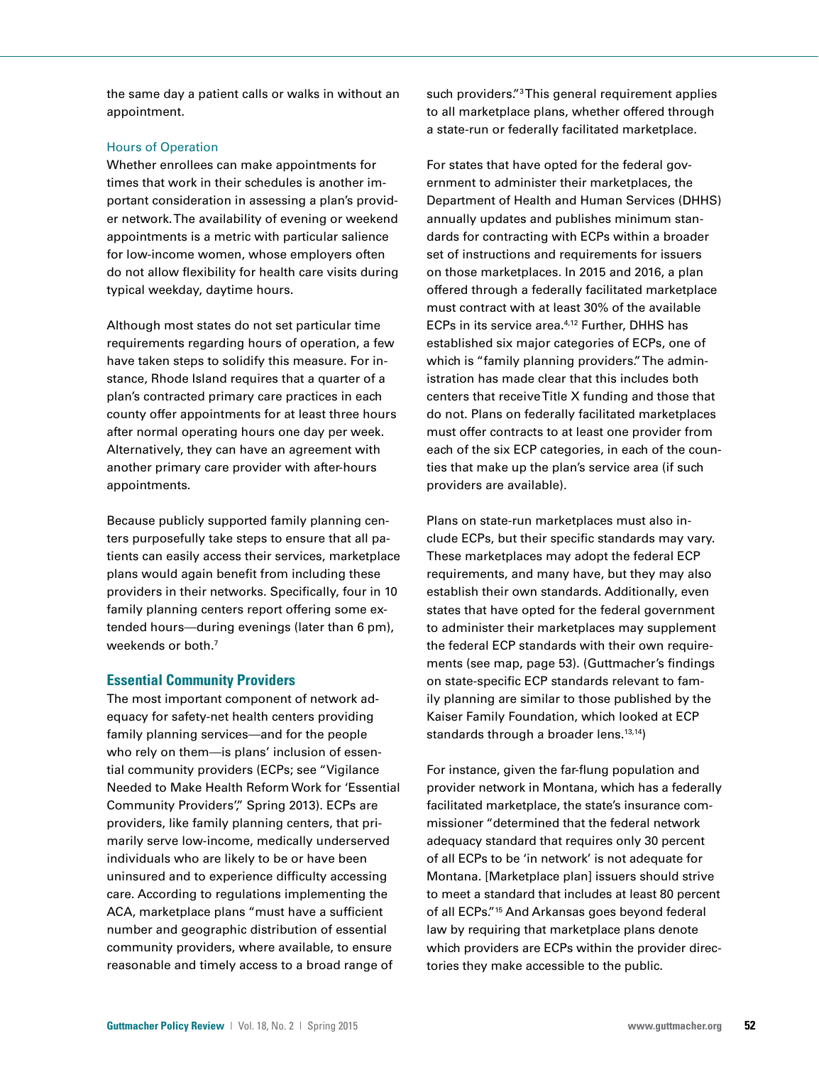the same day a patient calls or walks in without an appointment.

### Hours of Operation

Whether enrollees can make appointments for times that work in their schedules is another important consideration in assessing a plan's provider network. The availability of evening or weekend appointments is a metric with particular salience for low-income women, whose employers often do not allow flexibility for health care visits during typical weekday, daytime hours.

Although most states do not set particular time requirements regarding hours of operation, a few have taken steps to solidify this measure. For instance, Rhode Island requires that a quarter of a plan's contracted primary care practices in each county offer appointments for at least three hours after normal operating hours one day per week. Alternatively, they can have an agreement with another primary care provider with after-hours appointments.

Because publicly supported family planning centers purposefully take steps to ensure that all patients can easily access their services, marketplace plans would again benefit from including these providers in their networks. Specifically, four in 10 family planning centers report offering some extended hours—during evenings (later than 6 pm), weekends or both.[7]

## Essential Community Providers

The most important component of network adequacy for safety-net health centers providing family planning services—and for the people who rely on them—is plans' inclusion of essential community providers (ECPs; see "Vigilance Needed to Make Health Reform Work for 'Essential Community Providers'," Spring 2013). ECPs are providers, like family planning centers, that primarily serve low-income, medically underserved individuals who are likely to be or have been uninsured and to experience difficulty accessing care. According to regulations implementing the ACA, marketplace plans "must have a sufficient number and geographic distribution of essential community providers, where available, to ensure reasonable and timely access to a broad range of such providers."[3] This general requirement applies to all marketplace plans, whether offered through a state-run or federally facilitated marketplace.

For states that have opted for the federal government to administer their marketplaces, the Department of Health and Human Services (DHHS) annually updates and publishes minimum standards for contracting with ECPs within a broader set of instructions and requirements for issuers on those marketplaces. In 2015 and 2016, a plan offered through a federally facilitated marketplace must contract with at least 30% of the available ECPs in its service area.[4,12] Further, DHHS has established six major categories of ECPs, one of which is "family planning providers." The administration has made clear that this includes both centers that receive Title X funding and those that do not. Plans on federally facilitated marketplaces must offer contracts to at least one provider from each of the six ECP categories, in each of the counties that make up the plan's service area (if such providers are available).

Plans on state-run marketplaces must also include ECPs, but their specific standards may vary. These marketplaces may adopt the federal ECP requirements, and many have, but they may also establish their own standards. Additionally, even states that have opted for the federal government to administer their marketplaces may supplement the federal ECP standards with their own requirements (see map, page 53). (Guttmacher's findings on state-specific ECP standards relevant to family planning are similar to those published by the Kaiser Family Foundation, which looked at ECP standards through a broader lens.[13,14])

For instance, given the far-flung population and provider network in Montana, which has a federally facilitated marketplace, the state's insurance commissioner "determined that the federal network adequacy standard that requires only 30 percent of all ECPs to be 'in network' is not adequate for Montana. [Marketplace plan] issuers should strive to meet a standard that includes at least 80 percent of all ECPs."[15] And Arkansas goes beyond federal law by requiring that marketplace plans denote which providers are ECPs within the provider directories they make accessible to the public.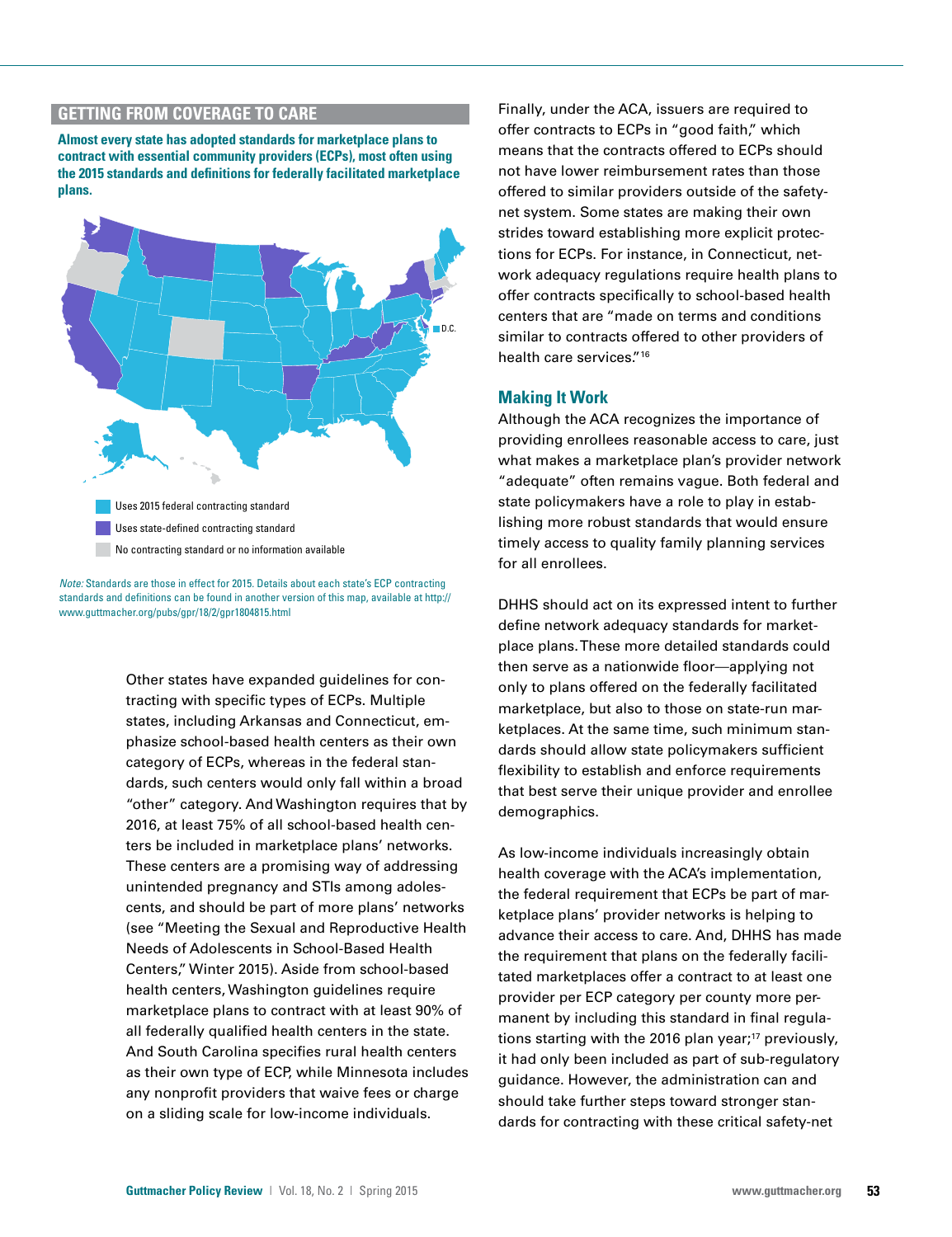## GETTING FROM COVERAGE TO CARE

**Almost every state has adopted standards for marketplace plans to contract with essential community providers (ECPs), most often using the 2015 standards and definitions for federally facilitated marketplace plans.**

D.C.

Uses 2015 federal contracting standard

Uses state-defined contracting standard

No contracting standard or no information available

*Note:* Standards are those in effect for 2015. Details about each state's ECP contracting standards and definitions can be found in another version of this map, available at http://www.guttmacher.org/pubs/gpr/18/2/gpr1804815.html

Other states have expanded guidelines for contracting with specific types of ECPs. Multiple states, including Arkansas and Connecticut, emphasize school-based health centers as their own category of ECPs, whereas in the federal standards, such centers would only fall within a broad "other" category. And Washington requires that by 2016, at least 75% of all school-based health centers be included in marketplace plans' networks. These centers are a promising way of addressing unintended pregnancy and STIs among adolescents, and should be part of more plans' networks (see "Meeting the Sexual and Reproductive Health Needs of Adolescents in School-Based Health Centers," Winter 2015). Aside from school-based health centers, Washington guidelines require marketplace plans to contract with at least 90% of all federally qualified health centers in the state. And South Carolina specifies rural health centers as their own type of ECP, while Minnesota includes any nonprofit providers that waive fees or charge on a sliding scale for low-income individuals.

Finally, under the ACA, issuers are required to offer contracts to ECPs in "good faith," which means that the contracts offered to ECPs should not have lower reimbursement rates than those offered to similar providers outside of the safety-net system. Some states are making their own strides toward establishing more explicit protections for ECPs. For instance, in Connecticut, network adequacy regulations require health plans to offer contracts specifically to school-based health centers that are "made on terms and conditions similar to contracts offered to other providers of health care services."[16]

### Making It Work

Although the ACA recognizes the importance of providing enrollees reasonable access to care, just what makes a marketplace plan's provider network "adequate" often remains vague. Both federal and state policymakers have a role to play in establishing more robust standards that would ensure timely access to quality family planning services for all enrollees.

DHHS should act on its expressed intent to further define network adequacy standards for marketplace plans. These more detailed standards could then serve as a nationwide floor—applying not only to plans offered on the federally facilitated marketplace, but also to those on state-run marketplaces. At the same time, such minimum standards should allow state policymakers sufficient flexibility to establish and enforce requirements that best serve their unique provider and enrollee demographics.

As low-income individuals increasingly obtain health coverage with the ACA's implementation, the federal requirement that ECPs be part of marketplace plans' provider networks is helping to advance their access to care. And, DHHS has made the requirement that plans on the federally facilitated marketplaces offer a contract to at least one provider per ECP category per county more permanent by including this standard in final regulations starting with the 2016 plan year;[17] previously, it had only been included as part of sub-regulatory guidance. However, the administration can and should take further steps toward stronger standards for contracting with these critical safety-net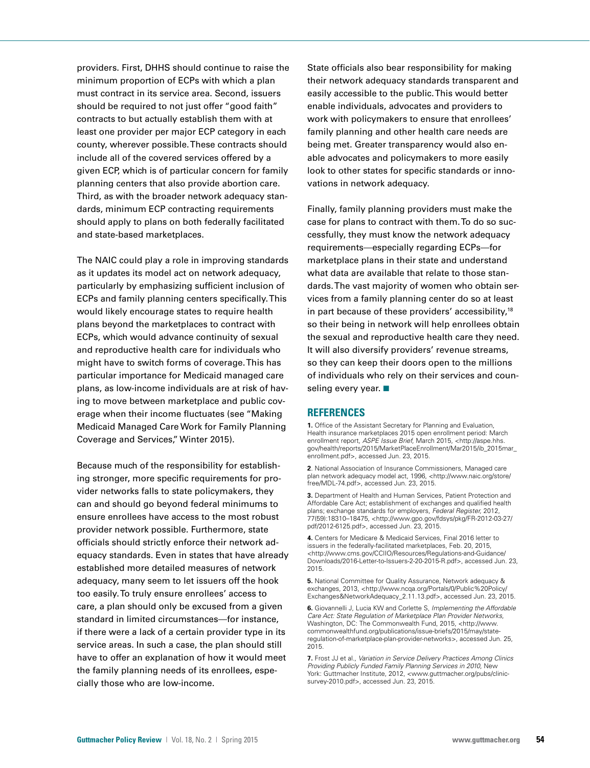providers. First, DHHS should continue to raise the minimum proportion of ECPs with which a plan must contract in its service area. Second, issuers should be required to not just offer "good faith" contracts to but actually establish them with at least one provider per major ECP category in each county, wherever possible. These contracts should include all of the covered services offered by a given ECP, which is of particular concern for family planning centers that also provide abortion care. Third, as with the broader network adequacy standards, minimum ECP contracting requirements should apply to plans on both federally facilitated and state-based marketplaces.

The NAIC could play a role in improving standards as it updates its model act on network adequacy, particularly by emphasizing sufficient inclusion of ECPs and family planning centers specifically. This would likely encourage states to require health plans beyond the marketplaces to contract with ECPs, which would advance continuity of sexual and reproductive health care for individuals who might have to switch forms of coverage. This has particular importance for Medicaid managed care plans, as low-income individuals are at risk of having to move between marketplace and public coverage when their income fluctuates (see "Making Medicaid Managed Care Work for Family Planning Coverage and Services," Winter 2015).

Because much of the responsibility for establishing stronger, more specific requirements for provider networks falls to state policymakers, they can and should go beyond federal minimums to ensure enrollees have access to the most robust provider network possible. Furthermore, state officials should strictly enforce their network adequacy standards. Even in states that have already established more detailed measures of network adequacy, many seem to let issuers off the hook too easily. To truly ensure enrollees' access to care, a plan should only be excused from a given standard in limited circumstances—for instance, if there were a lack of a certain provider type in its service areas. In such a case, the plan should still have to offer an explanation of how it would meet the family planning needs of its enrollees, especially those who are low-income.

State officials also bear responsibility for making their network adequacy standards transparent and easily accessible to the public. This would better enable individuals, advocates and providers to work with policymakers to ensure that enrollees' family planning and other health care needs are being met. Greater transparency would also enable advocates and policymakers to more easily look to other states for specific standards or innovations in network adequacy.

Finally, family planning providers must make the case for plans to contract with them. To do so successfully, they must know the network adequacy requirements—especially regarding ECPs—for marketplace plans in their state and understand what data are available that relate to those standards. The vast majority of women who obtain services from a family planning center do so at least in part because of these providers' accessibility,[18] so their being in network will help enrollees obtain the sexual and reproductive health care they need. It will also diversify providers' revenue streams, so they can keep their doors open to the millions of individuals who rely on their services and counseling every year. ■

## REFERENCES

**1.** Office of the Assistant Secretary for Planning and Evaluation, Health insurance marketplaces 2015 open enrollment period: March enrollment report, *ASPE Issue Brief*, March 2015, <http://aspe.hhs.gov/health/reports/2015/MarketPlaceEnrollment/Mar2015/ib_2015mar_enrollment.pdf>, accessed Jun. 23, 2015.

**2**. National Association of Insurance Commissioners, Managed care plan network adequacy model act, 1996, <http://www.naic.org/store/free/MDL-74.pdf>, accessed Jun. 23, 2015.

**3.** Department of Health and Human Services, Patient Protection and Affordable Care Act; establishment of exchanges and qualified health plans; exchange standards for employers, *Federal Register*, 2012, 77(59):18310–18475, <http://www.gpo.gov/fdsys/pkg/FR-2012-03-27/pdf/2012-6125.pdf>, accessed Jun. 23, 2015.

**4.** Centers for Medicare & Medicaid Services, Final 2016 letter to issuers in the federally-facilitated marketplaces, Feb. 20, 2015, <http://www.cms.gov/CCIIO/Resources/Regulations-and-Guidance/Downloads/2016-Letter-to-Issuers-2-20-2015-R.pdf>, accessed Jun. 23, 2015.

**5.** National Committee for Quality Assurance, Network adequacy & exchanges, 2013, <http://www.ncqa.org/Portals/0/Public%20Policy/Exchanges&NetworkAdequacy_2.11.13.pdf>, accessed Jun. 23, 2015.

**6.** Giovannelli J, Lucia KW and Corlette S, *Implementing the Affordable Care Act: State Regulation of Marketplace Plan Provider Networks*, Washington, DC: The Commonwealth Fund, 2015, <http://www.commonwealthfund.org/publications/issue-briefs/2015/may/state-regulation-of-marketplace-plan-provider-networks>, accessed Jun. 25, 2015.

**7.** Frost JJ et al., *Variation in Service Delivery Practices Among Clinics Providing Publicly Funded Family Planning Services in 2010*, New York: Guttmacher Institute, 2012, <www.guttmacher.org/pubs/clinic-survey-2010.pdf>, accessed Jun. 23, 2015.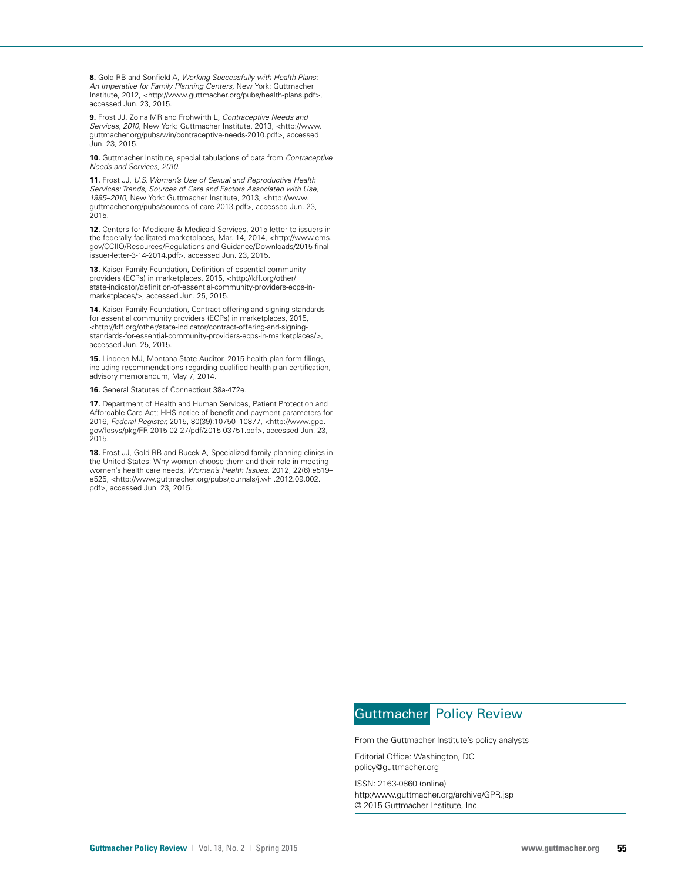**8.** Gold RB and Sonfield A, *Working Successfully with Health Plans: An Imperative for Family Planning Centers,* New York: Guttmacher Institute, 2012, <http://www.guttmacher.org/pubs/health-plans.pdf>, accessed Jun. 23, 2015.

**9.** Frost JJ, Zolna MR and Frohwirth L, *Contraceptive Needs and Services, 2010,* New York: Guttmacher Institute, 2013, <http://www.guttmacher.org/pubs/win/contraceptive-needs-2010.pdf>, accessed Jun. 23, 2015.

**10.** Guttmacher Institute, special tabulations of data from *Contraceptive Needs and Services, 2010.*

**11.** Frost JJ, *U.S. Women's Use of Sexual and Reproductive Health Services: Trends, Sources of Care and Factors Associated with Use, 1995–2010,* New York: Guttmacher Institute, 2013, <http://www.guttmacher.org/pubs/sources-of-care-2013.pdf>, accessed Jun. 23, 2015.

**12.** Centers for Medicare & Medicaid Services, 2015 letter to issuers in the federally-facilitated marketplaces, Mar. 14, 2014, <http://www.cms.gov/CCIIO/Resources/Regulations-and-Guidance/Downloads/2015-final-issuer-letter-3-14-2014.pdf>, accessed Jun. 23, 2015.

**13.** Kaiser Family Foundation, Definition of essential community providers (ECPs) in marketplaces, 2015, <http://kff.org/other/state-indicator/definition-of-essential-community-providers-ecps-in-marketplaces/>, accessed Jun. 25, 2015.

**14.** Kaiser Family Foundation, Contract offering and signing standards for essential community providers (ECPs) in marketplaces, 2015, <http://kff.org/other/state-indicator/contract-offering-and-signing-standards-for-essential-community-providers-ecps-in-marketplaces/>, accessed Jun. 25, 2015.

**15.** Lindeen MJ, Montana State Auditor, 2015 health plan form filings, including recommendations regarding qualified health plan certification, advisory memorandum, May 7, 2014.

**16.** General Statutes of Connecticut 38a-472e.

**17.** Department of Health and Human Services, Patient Protection and Affordable Care Act; HHS notice of benefit and payment parameters for 2016, *Federal Register,* 2015, 80(39):10750–10877, <http://www.gpo.gov/fdsys/pkg/FR-2015-02-27/pdf/2015-03751.pdf>, accessed Jun. 23, 2015.

**18.** Frost JJ, Gold RB and Bucek A, Specialized family planning clinics in the United States: Why women choose them and their role in meeting women's health care needs, *Women's Health Issues,* 2012, 22(6):e519–e525, <http://www.guttmacher.org/pubs/journals/j.whi.2012.09.002.pdf>, accessed Jun. 23, 2015.

## Guttmacher Policy Review

From the Guttmacher Institute's policy analysts

Editorial Office: Washington, DC
policy@guttmacher.org

ISSN: 2163-0860 (online)
http:/www.guttmacher.org/archive/GPR.jsp
© 2015 Guttmacher Institute, Inc.